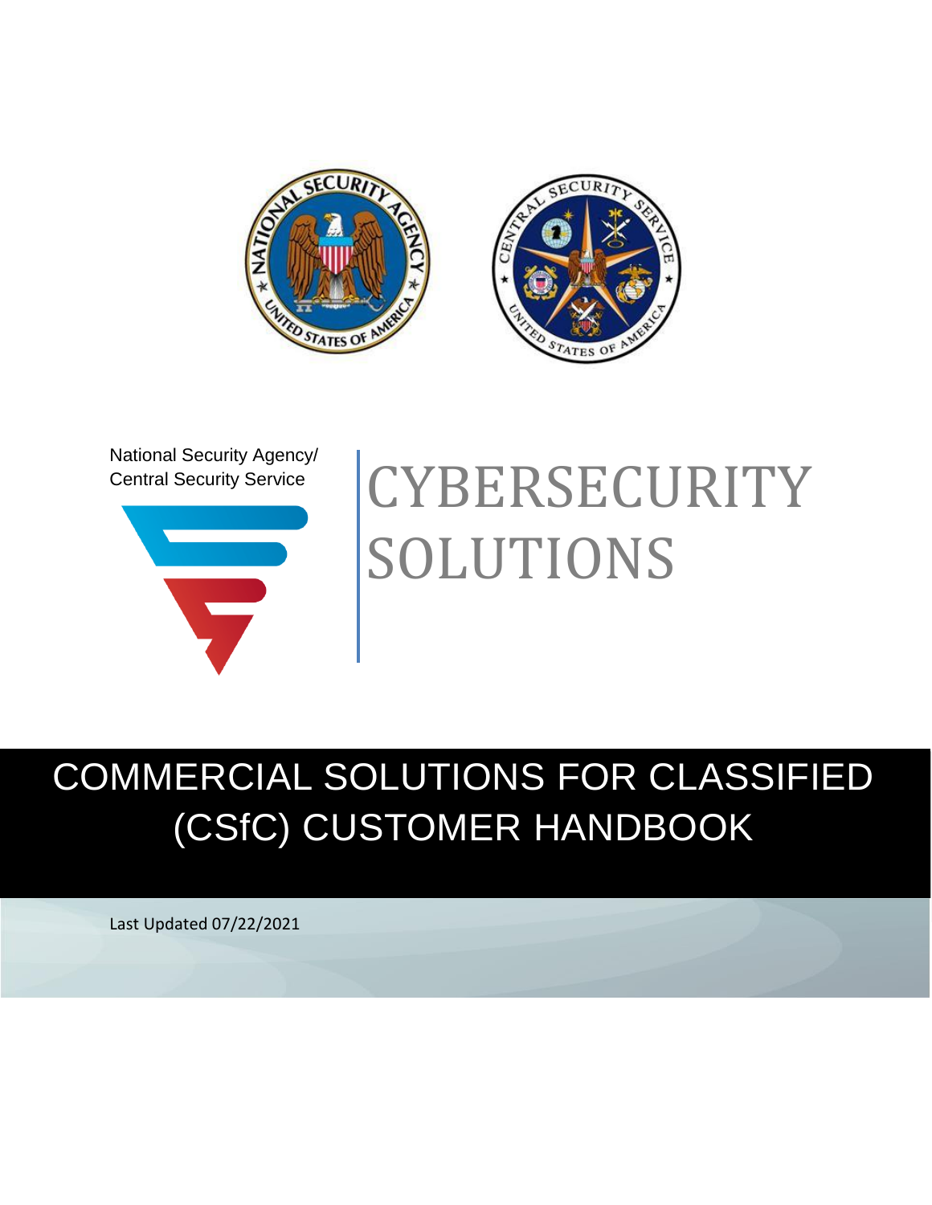National Security Agency/
Central Security Service

# CYBERSECURITY SOLUTIONS

# COMMERCIAL SOLUTIONS FOR CLASSIFIED (CSfC) CUSTOMER HANDBOOK

Last Updated 07/22/2021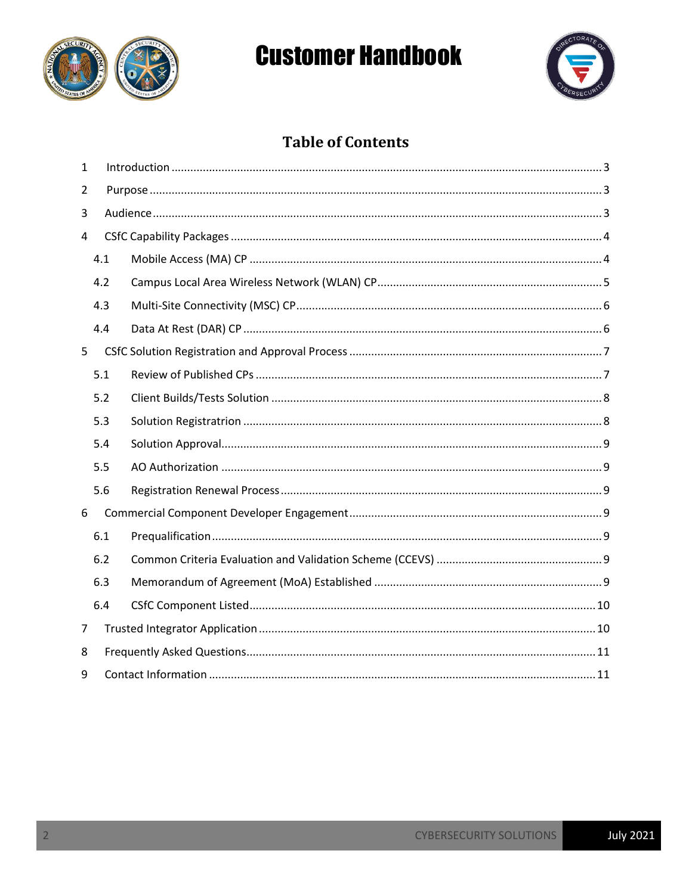# Customer Handbook

## Table of Contents

1 Introduction ..... 3
2 Purpose ..... 3
3 Audience ..... 3
4 CSfC Capability Packages ..... 4
  4.1 Mobile Access (MA) CP ..... 4
  4.2 Campus Local Area Wireless Network (WLAN) CP ..... 5
  4.3 Multi-Site Connectivity (MSC) CP ..... 6
  4.4 Data At Rest (DAR) CP ..... 6
5 CSfC Solution Registration and Approval Process ..... 7
  5.1 Review of Published CPs ..... 7
  5.2 Client Builds/Tests Solution ..... 8
  5.3 Solution Registratrion ..... 8
  5.4 Solution Approval ..... 9
  5.5 AO Authorization ..... 9
  5.6 Registration Renewal Process ..... 9
6 Commercial Component Developer Engagement ..... 9
  6.1 Prequalification ..... 9
  6.2 Common Criteria Evaluation and Validation Scheme (CCEVS) ..... 9
  6.3 Memorandum of Agreement (MoA) Established ..... 9
  6.4 CSfC Component Listed ..... 10
7 Trusted Integrator Application ..... 10
8 Frequently Asked Questions ..... 11
9 Contact Information ..... 11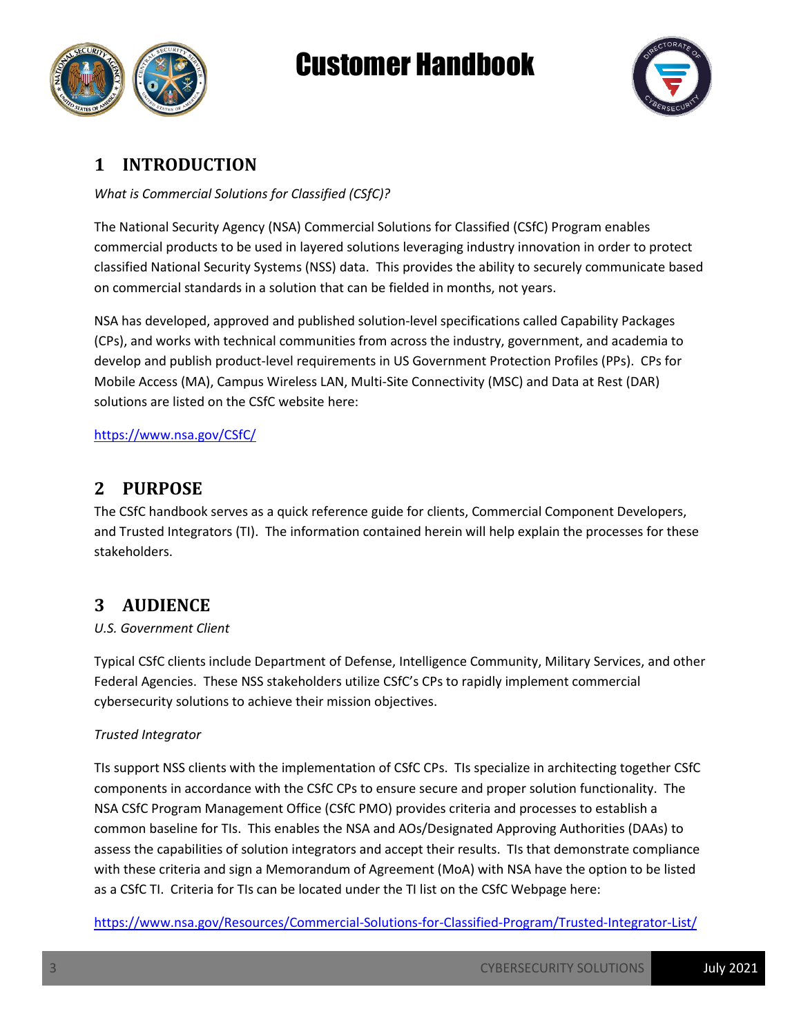## 1 INTRODUCTION

*What is Commercial Solutions for Classified (CSfC)?*

The National Security Agency (NSA) Commercial Solutions for Classified (CSfC) Program enables commercial products to be used in layered solutions leveraging industry innovation in order to protect classified National Security Systems (NSS) data. This provides the ability to securely communicate based on commercial standards in a solution that can be fielded in months, not years.

NSA has developed, approved and published solution-level specifications called Capability Packages (CPs), and works with technical communities from across the industry, government, and academia to develop and publish product-level requirements in US Government Protection Profiles (PPs). CPs for Mobile Access (MA), Campus Wireless LAN, Multi-Site Connectivity (MSC) and Data at Rest (DAR) solutions are listed on the CSfC website here:

https://www.nsa.gov/CSfC/

## 2 PURPOSE

The CSfC handbook serves as a quick reference guide for clients, Commercial Component Developers, and Trusted Integrators (TI). The information contained herein will help explain the processes for these stakeholders.

## 3 AUDIENCE

*U.S. Government Client*

Typical CSfC clients include Department of Defense, Intelligence Community, Military Services, and other Federal Agencies. These NSS stakeholders utilize CSfC's CPs to rapidly implement commercial cybersecurity solutions to achieve their mission objectives.

*Trusted Integrator*

TIs support NSS clients with the implementation of CSfC CPs. TIs specialize in architecting together CSfC components in accordance with the CSfC CPs to ensure secure and proper solution functionality. The NSA CSfC Program Management Office (CSfC PMO) provides criteria and processes to establish a common baseline for TIs. This enables the NSA and AOs/Designated Approving Authorities (DAAs) to assess the capabilities of solution integrators and accept their results. TIs that demonstrate compliance with these criteria and sign a Memorandum of Agreement (MoA) with NSA have the option to be listed as a CSfC TI. Criteria for TIs can be located under the TI list on the CSfC Webpage here:

https://www.nsa.gov/Resources/Commercial-Solutions-for-Classified-Program/Trusted-Integrator-List/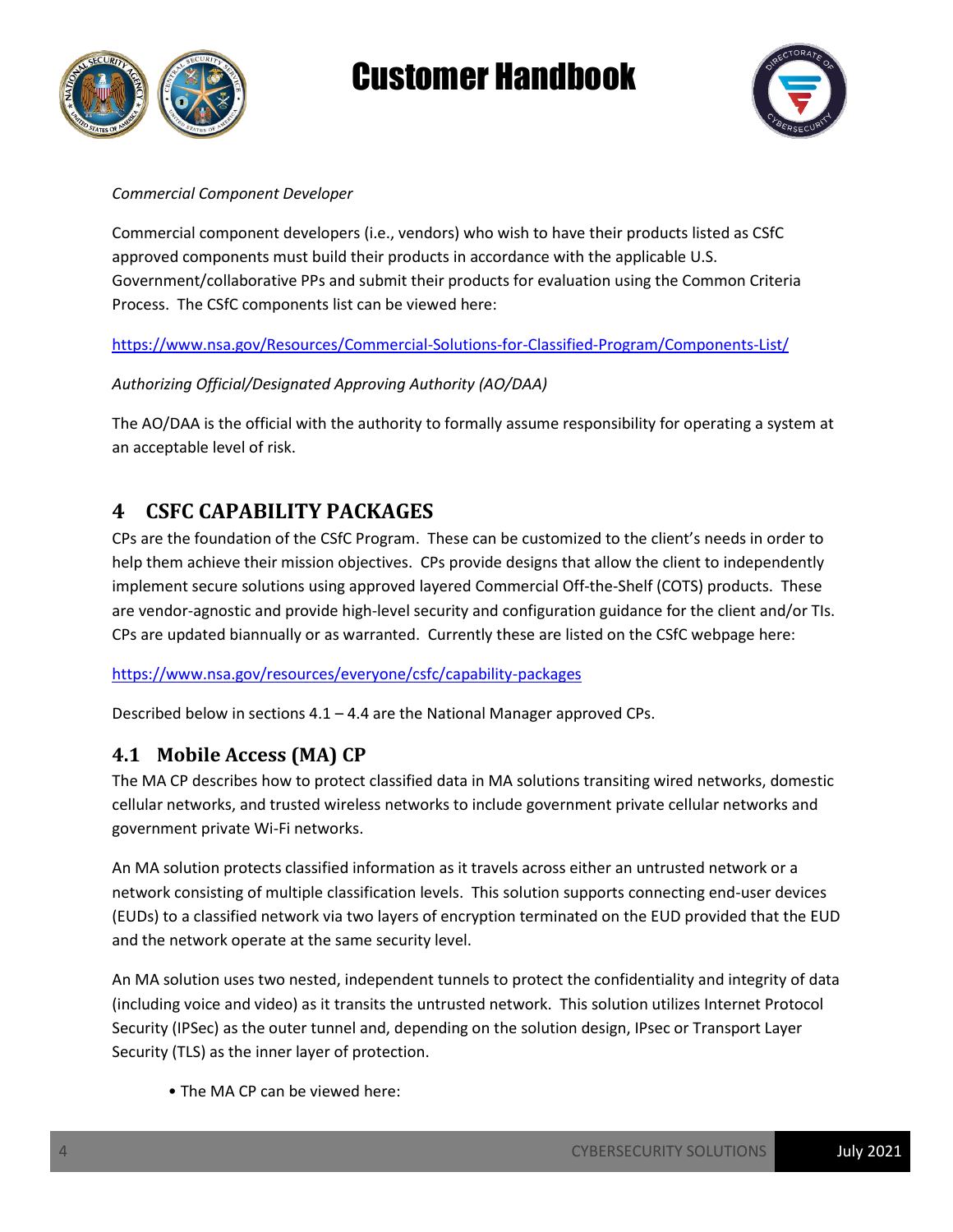*Commercial Component Developer*

Commercial component developers (i.e., vendors) who wish to have their products listed as CSfC approved components must build their products in accordance with the applicable U.S. Government/collaborative PPs and submit their products for evaluation using the Common Criteria Process. The CSfC components list can be viewed here:

https://www.nsa.gov/Resources/Commercial-Solutions-for-Classified-Program/Components-List/

*Authorizing Official/Designated Approving Authority (AO/DAA)*

The AO/DAA is the official with the authority to formally assume responsibility for operating a system at an acceptable level of risk.

## 4 CSFC CAPABILITY PACKAGES

CPs are the foundation of the CSfC Program. These can be customized to the client's needs in order to help them achieve their mission objectives. CPs provide designs that allow the client to independently implement secure solutions using approved layered Commercial Off-the-Shelf (COTS) products. These are vendor-agnostic and provide high-level security and configuration guidance for the client and/or TIs. CPs are updated biannually or as warranted. Currently these are listed on the CSfC webpage here:

https://www.nsa.gov/resources/everyone/csfc/capability-packages

Described below in sections 4.1 – 4.4 are the National Manager approved CPs.

### 4.1 Mobile Access (MA) CP

The MA CP describes how to protect classified data in MA solutions transiting wired networks, domestic cellular networks, and trusted wireless networks to include government private cellular networks and government private Wi-Fi networks.

An MA solution protects classified information as it travels across either an untrusted network or a network consisting of multiple classification levels. This solution supports connecting end-user devices (EUDs) to a classified network via two layers of encryption terminated on the EUD provided that the EUD and the network operate at the same security level.

An MA solution uses two nested, independent tunnels to protect the confidentiality and integrity of data (including voice and video) as it transits the untrusted network. This solution utilizes Internet Protocol Security (IPSec) as the outer tunnel and, depending on the solution design, IPsec or Transport Layer Security (TLS) as the inner layer of protection.

- The MA CP can be viewed here: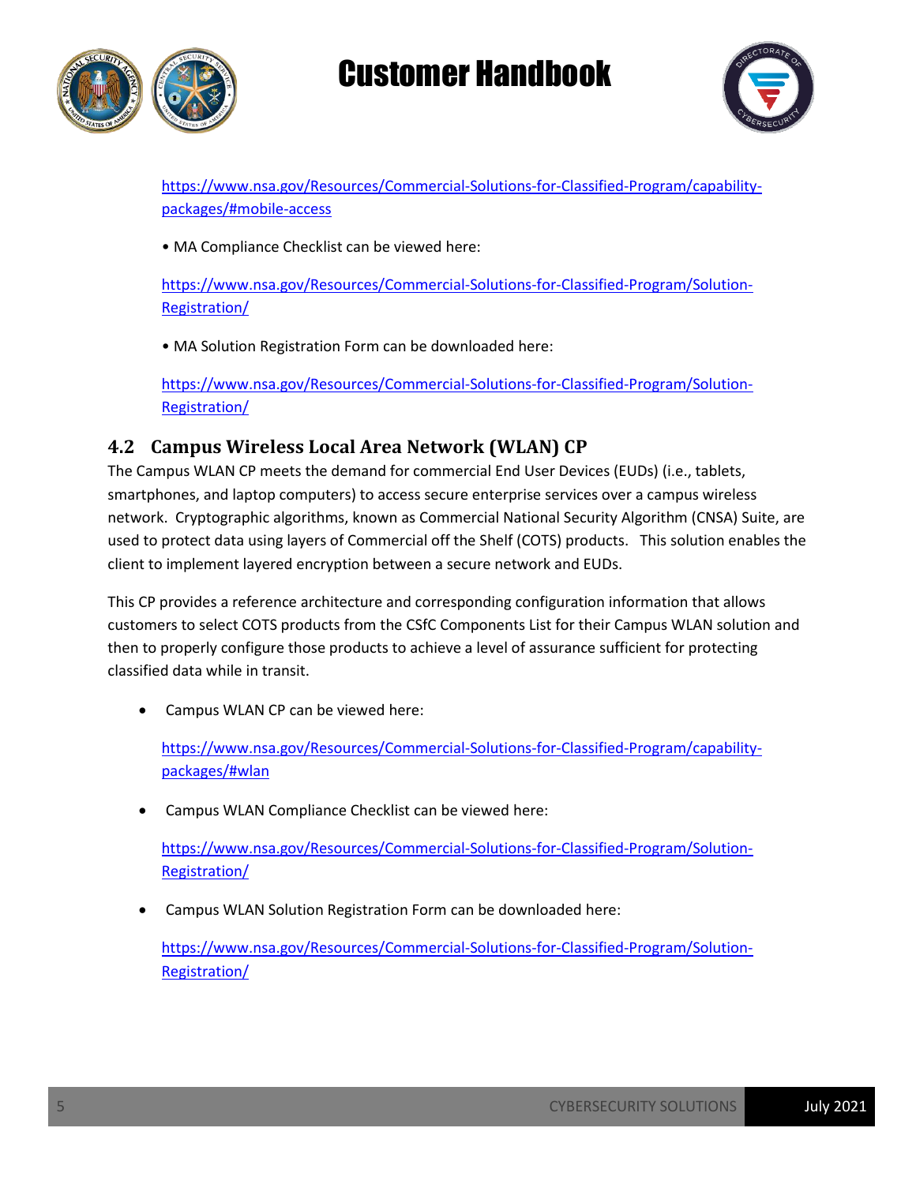https://www.nsa.gov/Resources/Commercial-Solutions-for-Classified-Program/capability-packages/#mobile-access

• MA Compliance Checklist can be viewed here:

https://www.nsa.gov/Resources/Commercial-Solutions-for-Classified-Program/Solution-Registration/

• MA Solution Registration Form can be downloaded here:

https://www.nsa.gov/Resources/Commercial-Solutions-for-Classified-Program/Solution-Registration/

## 4.2 Campus Wireless Local Area Network (WLAN) CP

The Campus WLAN CP meets the demand for commercial End User Devices (EUDs) (i.e., tablets, smartphones, and laptop computers) to access secure enterprise services over a campus wireless network. Cryptographic algorithms, known as Commercial National Security Algorithm (CNSA) Suite, are used to protect data using layers of Commercial off the Shelf (COTS) products. This solution enables the client to implement layered encryption between a secure network and EUDs.

This CP provides a reference architecture and corresponding configuration information that allows customers to select COTS products from the CSfC Components List for their Campus WLAN solution and then to properly configure those products to achieve a level of assurance sufficient for protecting classified data while in transit.

- Campus WLAN CP can be viewed here:

  https://www.nsa.gov/Resources/Commercial-Solutions-for-Classified-Program/capability-packages/#wlan

- Campus WLAN Compliance Checklist can be viewed here:

  https://www.nsa.gov/Resources/Commercial-Solutions-for-Classified-Program/Solution-Registration/

- Campus WLAN Solution Registration Form can be downloaded here:

  https://www.nsa.gov/Resources/Commercial-Solutions-for-Classified-Program/Solution-Registration/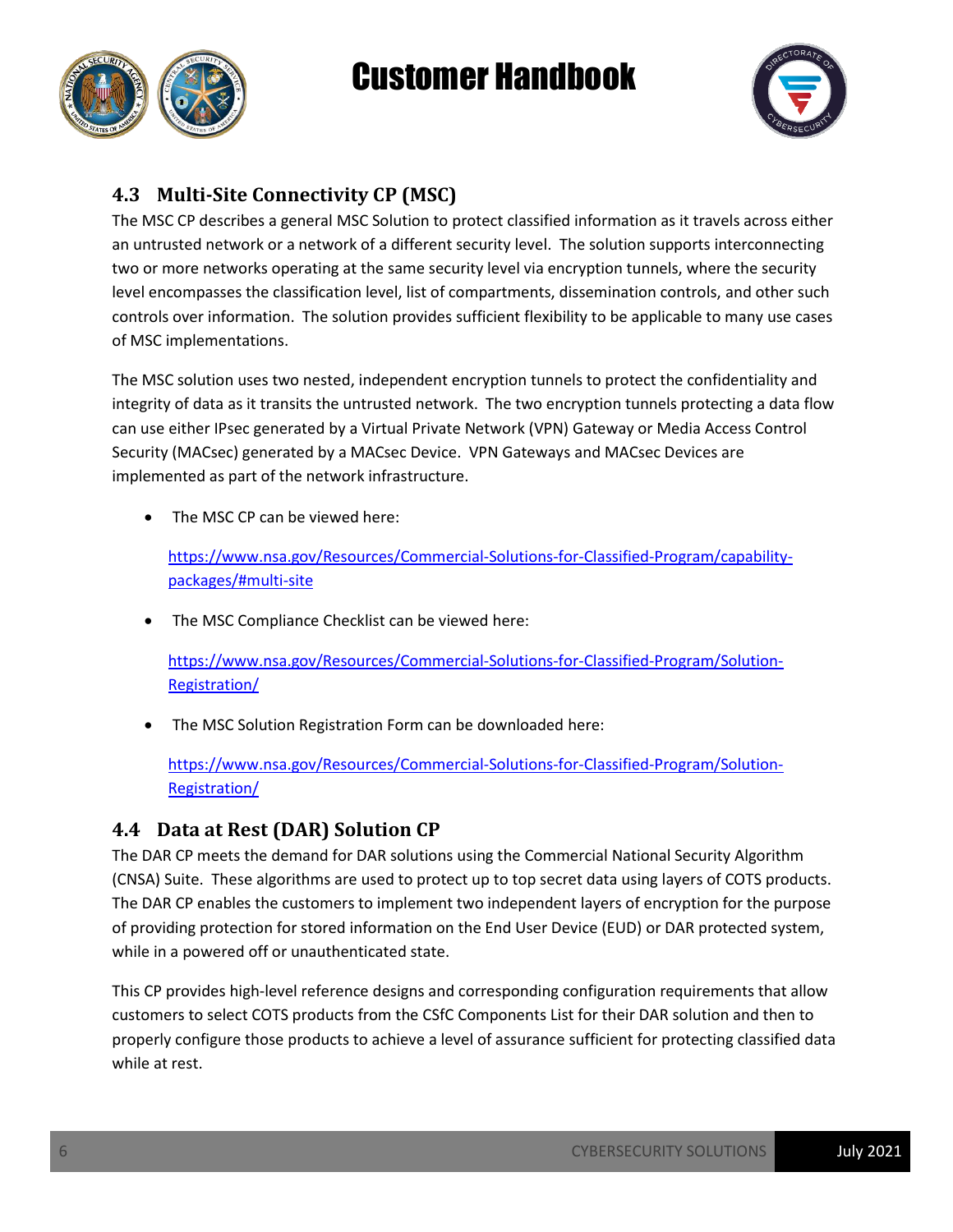## 4.3 Multi-Site Connectivity CP (MSC)

The MSC CP describes a general MSC Solution to protect classified information as it travels across either an untrusted network or a network of a different security level. The solution supports interconnecting two or more networks operating at the same security level via encryption tunnels, where the security level encompasses the classification level, list of compartments, dissemination controls, and other such controls over information. The solution provides sufficient flexibility to be applicable to many use cases of MSC implementations.

The MSC solution uses two nested, independent encryption tunnels to protect the confidentiality and integrity of data as it transits the untrusted network. The two encryption tunnels protecting a data flow can use either IPsec generated by a Virtual Private Network (VPN) Gateway or Media Access Control Security (MACsec) generated by a MACsec Device. VPN Gateways and MACsec Devices are implemented as part of the network infrastructure.

- The MSC CP can be viewed here:

  https://www.nsa.gov/Resources/Commercial-Solutions-for-Classified-Program/capability-packages/#multi-site

- The MSC Compliance Checklist can be viewed here:

  https://www.nsa.gov/Resources/Commercial-Solutions-for-Classified-Program/Solution-Registration/

- The MSC Solution Registration Form can be downloaded here:

  https://www.nsa.gov/Resources/Commercial-Solutions-for-Classified-Program/Solution-Registration/

## 4.4 Data at Rest (DAR) Solution CP

The DAR CP meets the demand for DAR solutions using the Commercial National Security Algorithm (CNSA) Suite. These algorithms are used to protect up to top secret data using layers of COTS products. The DAR CP enables the customers to implement two independent layers of encryption for the purpose of providing protection for stored information on the End User Device (EUD) or DAR protected system, while in a powered off or unauthenticated state.

This CP provides high-level reference designs and corresponding configuration requirements that allow customers to select COTS products from the CSfC Components List for their DAR solution and then to properly configure those products to achieve a level of assurance sufficient for protecting classified data while at rest.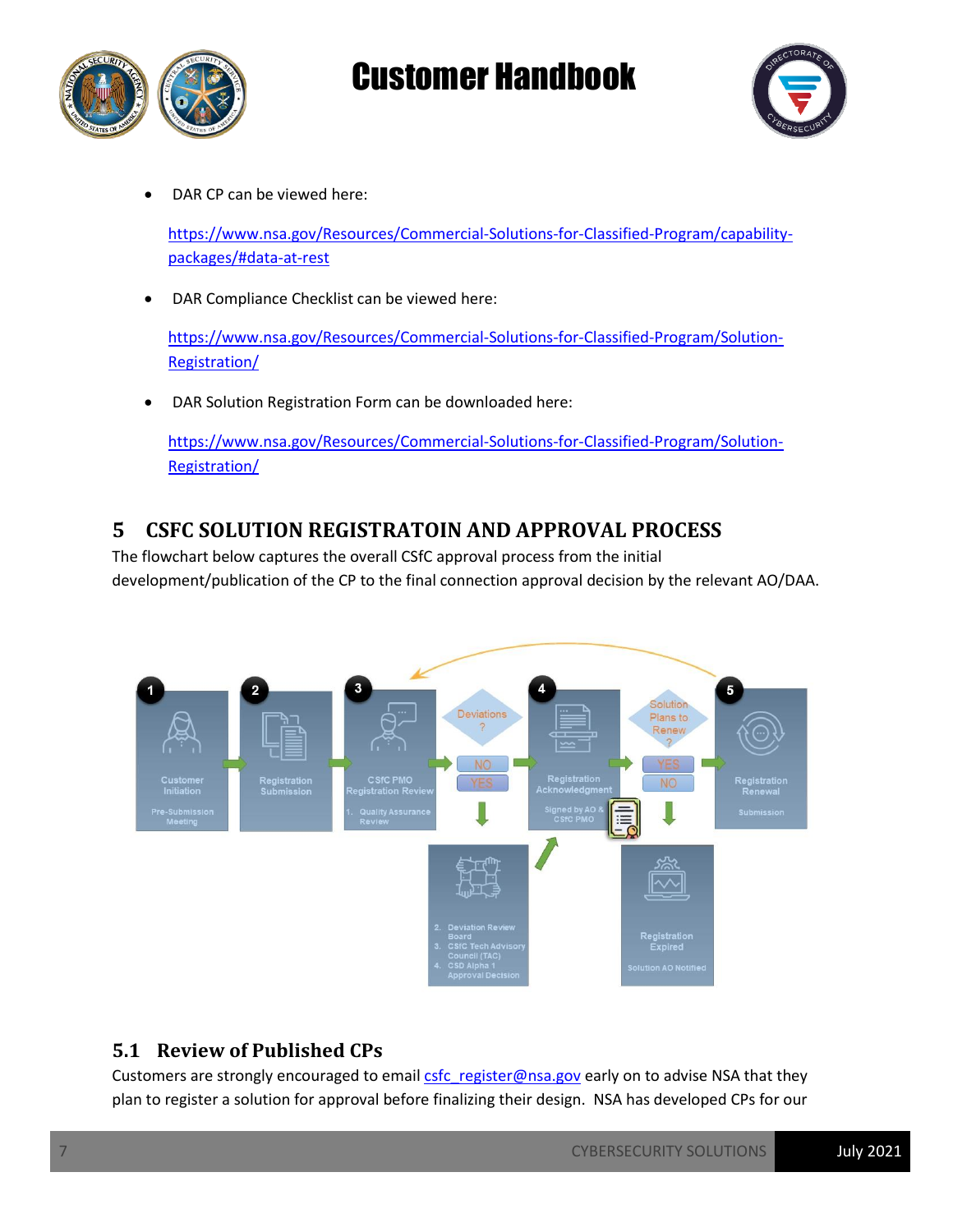- DAR CP can be viewed here:

  https://www.nsa.gov/Resources/Commercial-Solutions-for-Classified-Program/capability-packages/#data-at-rest

- DAR Compliance Checklist can be viewed here:

  https://www.nsa.gov/Resources/Commercial-Solutions-for-Classified-Program/Solution-Registration/

- DAR Solution Registration Form can be downloaded here:

  https://www.nsa.gov/Resources/Commercial-Solutions-for-Classified-Program/Solution-Registration/

# 5 CSFC SOLUTION REGISTRATOIN AND APPROVAL PROCESS

The flowchart below captures the overall CSfC approval process from the initial development/publication of the CP to the final connection approval decision by the relevant AO/DAA.

## 5.1 Review of Published CPs

Customers are strongly encouraged to email csfc_register@nsa.gov early on to advise NSA that they plan to register a solution for approval before finalizing their design. NSA has developed CPs for our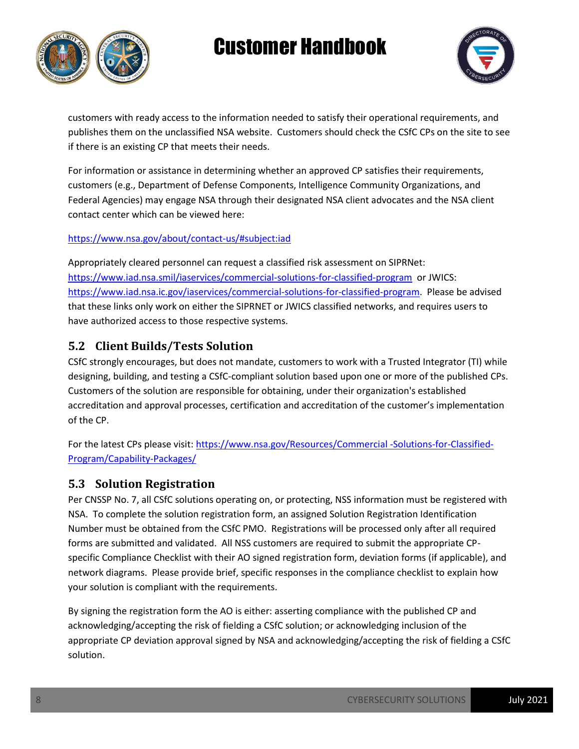customers with ready access to the information needed to satisfy their operational requirements, and publishes them on the unclassified NSA website. Customers should check the CSfC CPs on the site to see if there is an existing CP that meets their needs.

For information or assistance in determining whether an approved CP satisfies their requirements, customers (e.g., Department of Defense Components, Intelligence Community Organizations, and Federal Agencies) may engage NSA through their designated NSA client advocates and the NSA client contact center which can be viewed here:

https://www.nsa.gov/about/contact-us/#subject:iad

Appropriately cleared personnel can request a classified risk assessment on SIPRNet: https://www.iad.nsa.smil/iaservices/commercial-solutions-for-classified-program or JWICS: https://www.iad.nsa.ic.gov/iaservices/commercial-solutions-for-classified-program. Please be advised that these links only work on either the SIPRNET or JWICS classified networks, and requires users to have authorized access to those respective systems.

## 5.2 Client Builds/Tests Solution

CSfC strongly encourages, but does not mandate, customers to work with a Trusted Integrator (TI) while designing, building, and testing a CSfC-compliant solution based upon one or more of the published CPs. Customers of the solution are responsible for obtaining, under their organization's established accreditation and approval processes, certification and accreditation of the customer's implementation of the CP.

For the latest CPs please visit: https://www.nsa.gov/Resources/Commercial -Solutions-for-Classified-Program/Capability-Packages/

## 5.3 Solution Registration

Per CNSSP No. 7, all CSfC solutions operating on, or protecting, NSS information must be registered with NSA. To complete the solution registration form, an assigned Solution Registration Identification Number must be obtained from the CSfC PMO. Registrations will be processed only after all required forms are submitted and validated. All NSS customers are required to submit the appropriate CP-specific Compliance Checklist with their AO signed registration form, deviation forms (if applicable), and network diagrams. Please provide brief, specific responses in the compliance checklist to explain how your solution is compliant with the requirements.

By signing the registration form the AO is either: asserting compliance with the published CP and acknowledging/accepting the risk of fielding a CSfC solution; or acknowledging inclusion of the appropriate CP deviation approval signed by NSA and acknowledging/accepting the risk of fielding a CSfC solution.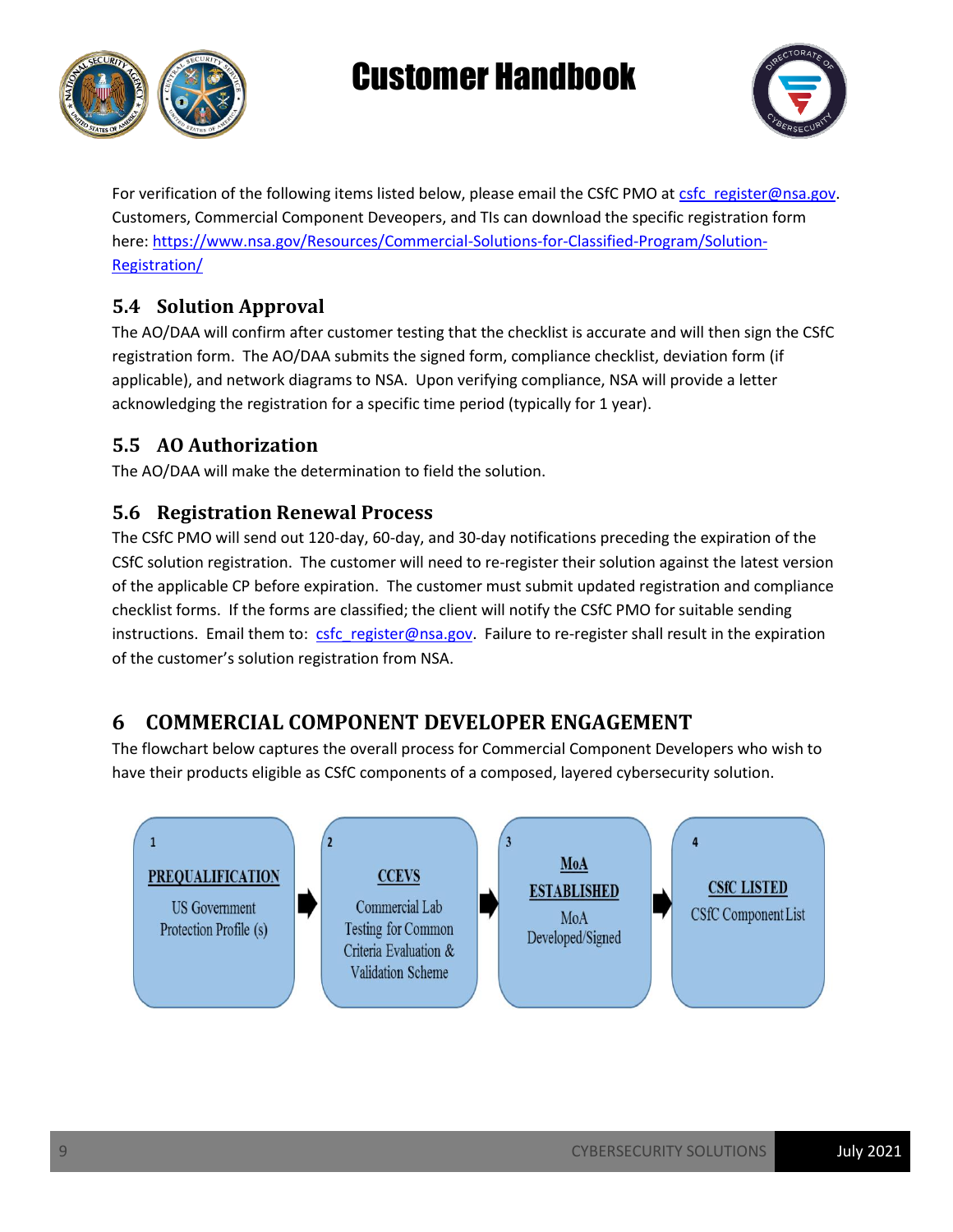For verification of the following items listed below, please email the CSfC PMO at [csfc_register@nsa.gov](mailto:csfc_register@nsa.gov). Customers, Commercial Component Deveopers, and TIs can download the specific registration form here: [https://www.nsa.gov/Resources/Commercial-Solutions-for-Classified-Program/Solution-Registration/](https://www.nsa.gov/Resources/Commercial-Solutions-for-Classified-Program/Solution-Registration/)

### 5.4 Solution Approval

The AO/DAA will confirm after customer testing that the checklist is accurate and will then sign the CSfC registration form. The AO/DAA submits the signed form, compliance checklist, deviation form (if applicable), and network diagrams to NSA. Upon verifying compliance, NSA will provide a letter acknowledging the registration for a specific time period (typically for 1 year).

### 5.5 AO Authorization

The AO/DAA will make the determination to field the solution.

### 5.6 Registration Renewal Process

The CSfC PMO will send out 120-day, 60-day, and 30-day notifications preceding the expiration of the CSfC solution registration. The customer will need to re-register their solution against the latest version of the applicable CP before expiration. The customer must submit updated registration and compliance checklist forms. If the forms are classified; the client will notify the CSfC PMO for suitable sending instructions. Email them to: [csfc_register@nsa.gov](mailto:csfc_register@nsa.gov). Failure to re-register shall result in the expiration of the customer's solution registration from NSA.

## 6 COMMERCIAL COMPONENT DEVELOPER ENGAGEMENT

The flowchart below captures the overall process for Commercial Component Developers who wish to have their products eligible as CSfC components of a composed, layered cybersecurity solution.

1. **PREQUALIFICATION** — US Government Protection Profile (s)
2. **CCEVS** — Commercial Lab Testing for Common Criteria Evaluation & Validation Scheme
3. **MoA ESTABLISHED** — MoA Developed/Signed
4. **CSfC LISTED** — CSfC Component List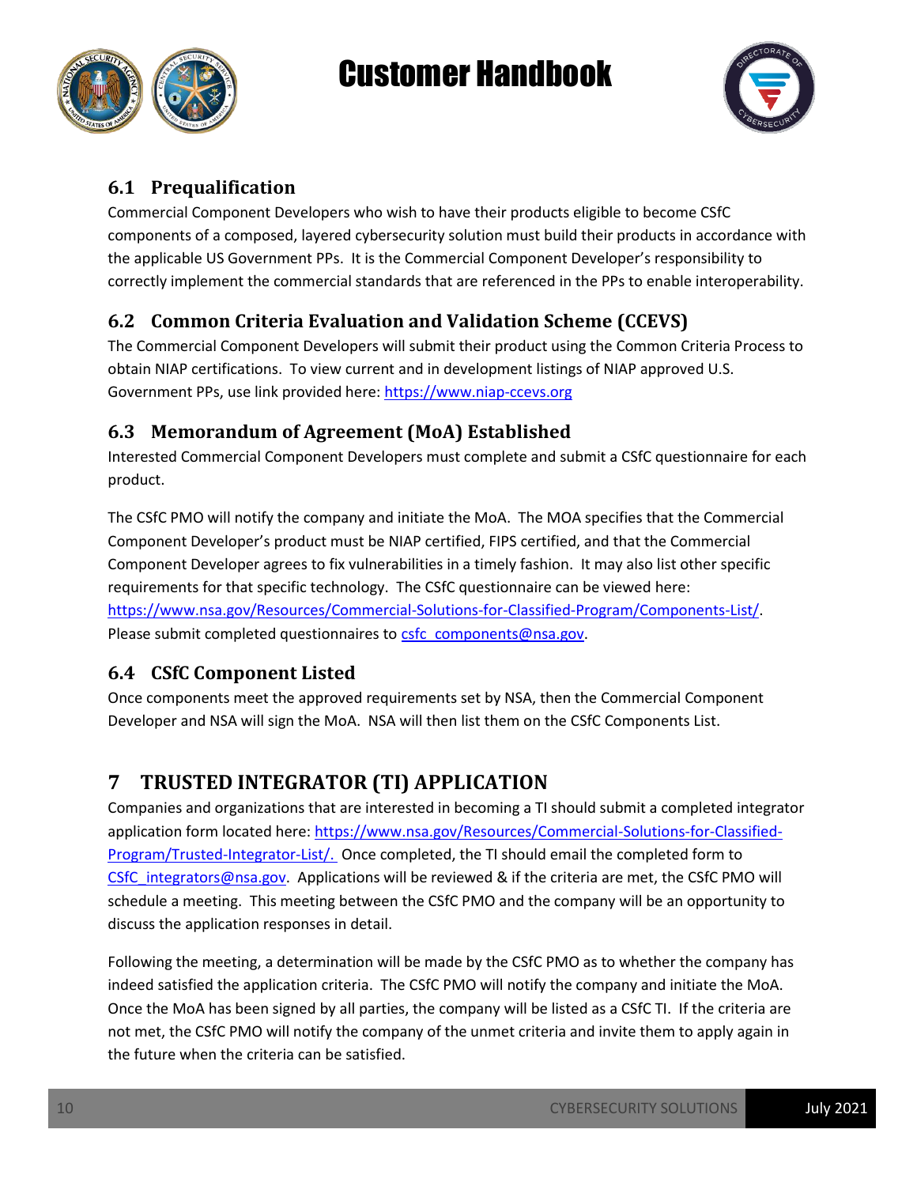## 6.1 Prequalification

Commercial Component Developers who wish to have their products eligible to become CSfC components of a composed, layered cybersecurity solution must build their products in accordance with the applicable US Government PPs. It is the Commercial Component Developer's responsibility to correctly implement the commercial standards that are referenced in the PPs to enable interoperability.

## 6.2 Common Criteria Evaluation and Validation Scheme (CCEVS)

The Commercial Component Developers will submit their product using the Common Criteria Process to obtain NIAP certifications. To view current and in development listings of NIAP approved U.S. Government PPs, use link provided here: https://www.niap-ccevs.org

## 6.3 Memorandum of Agreement (MoA) Established

Interested Commercial Component Developers must complete and submit a CSfC questionnaire for each product.

The CSfC PMO will notify the company and initiate the MoA. The MOA specifies that the Commercial Component Developer's product must be NIAP certified, FIPS certified, and that the Commercial Component Developer agrees to fix vulnerabilities in a timely fashion. It may also list other specific requirements for that specific technology. The CSfC questionnaire can be viewed here: https://www.nsa.gov/Resources/Commercial-Solutions-for-Classified-Program/Components-List/. Please submit completed questionnaires to csfc_components@nsa.gov.

## 6.4 CSfC Component Listed

Once components meet the approved requirements set by NSA, then the Commercial Component Developer and NSA will sign the MoA. NSA will then list them on the CSfC Components List.

# 7 TRUSTED INTEGRATOR (TI) APPLICATION

Companies and organizations that are interested in becoming a TI should submit a completed integrator application form located here: https://www.nsa.gov/Resources/Commercial-Solutions-for-Classified-Program/Trusted-Integrator-List/. Once completed, the TI should email the completed form to CSfC_integrators@nsa.gov. Applications will be reviewed & if the criteria are met, the CSfC PMO will schedule a meeting. This meeting between the CSfC PMO and the company will be an opportunity to discuss the application responses in detail.

Following the meeting, a determination will be made by the CSfC PMO as to whether the company has indeed satisfied the application criteria. The CSfC PMO will notify the company and initiate the MoA. Once the MoA has been signed by all parties, the company will be listed as a CSfC TI. If the criteria are not met, the CSfC PMO will notify the company of the unmet criteria and invite them to apply again in the future when the criteria can be satisfied.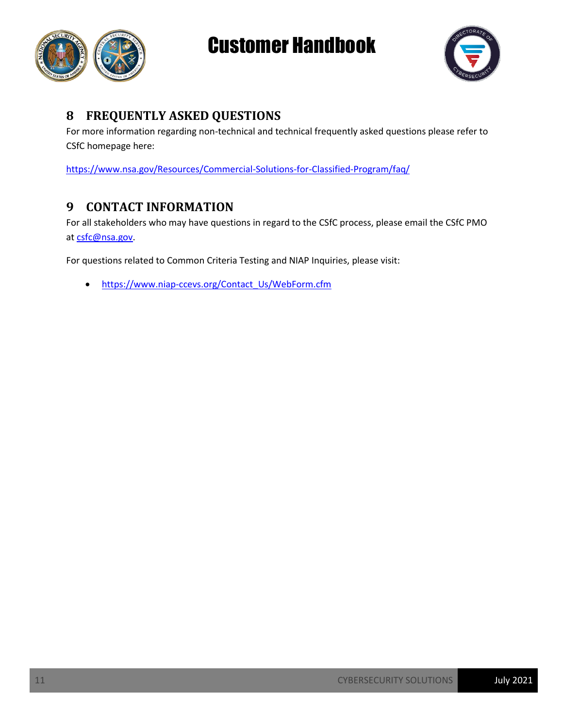## 8 FREQUENTLY ASKED QUESTIONS

For more information regarding non-technical and technical frequently asked questions please refer to CSfC homepage here:

https://www.nsa.gov/Resources/Commercial-Solutions-for-Classified-Program/faq/

## 9 CONTACT INFORMATION

For all stakeholders who may have questions in regard to the CSfC process, please email the CSfC PMO at csfc@nsa.gov.

For questions related to Common Criteria Testing and NIAP Inquiries, please visit:

- https://www.niap-ccevs.org/Contact_Us/WebForm.cfm